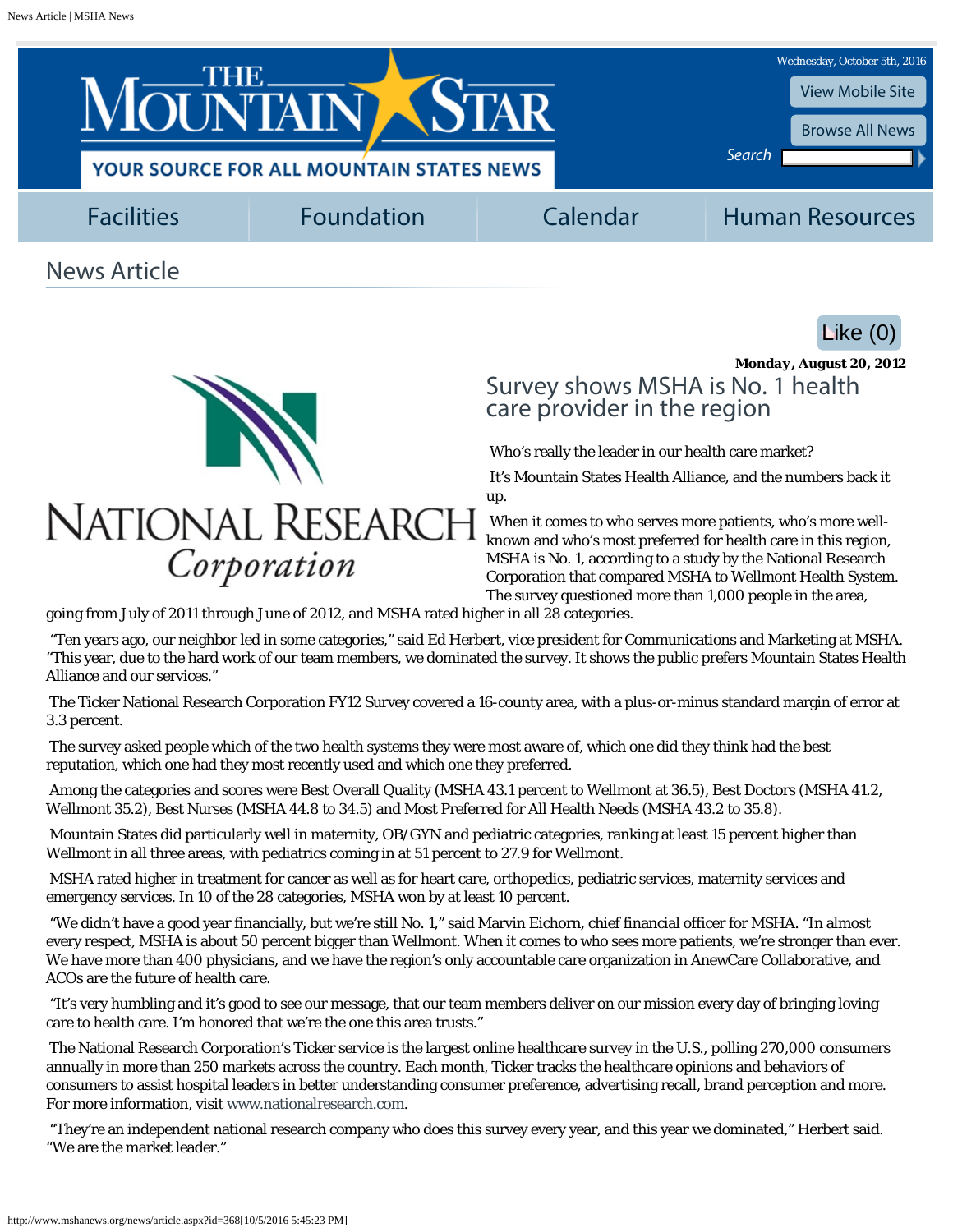# News Article

Monday, August 20, 2012

## Survey shows MSHA is No. 1 health care provider in the region

Who's really the leader in our health care market?

It's Mountain States Health Alliance, and the numbers back it up.

When it comes to who serves more patients, who's more well-known and who's most preferred for health care in this region, MSHA is No. 1, according to a study by the National Research Corporation that compared MSHA to Wellmont Health System. The survey questioned more than 1,000 people in the area, going from July of 2011 through June of 2012, and MSHA rated higher in all 28 categories.

"Ten years ago, our neighbor led in some categories," said Ed Herbert, vice president for Communications and Marketing at MSHA. "This year, due to the hard work of our team members, we dominated the survey. It shows the public prefers Mountain States Health Alliance and our services."

The Ticker National Research Corporation FY12 Survey covered a 16-county area, with a plus-or-minus standard margin of error at 3.3 percent.

The survey asked people which of the two health systems they were most aware of, which one did they think had the best reputation, which one had they most recently used and which one they preferred.

Among the categories and scores were Best Overall Quality (MSHA 43.1 percent to Wellmont at 36.5), Best Doctors (MSHA 41.2, Wellmont 35.2), Best Nurses (MSHA 44.8 to 34.5) and Most Preferred for All Health Needs (MSHA 43.2 to 35.8).

Mountain States did particularly well in maternity, OB/GYN and pediatric categories, ranking at least 15 percent higher than Wellmont in all three areas, with pediatrics coming in at 51 percent to 27.9 for Wellmont.

MSHA rated higher in treatment for cancer as well as for heart care, orthopedics, pediatric services, maternity services and emergency services. In 10 of the 28 categories, MSHA won by at least 10 percent.

"We didn't have a good year financially, but we're still No. 1," said Marvin Eichorn, chief financial officer for MSHA. "In almost every respect, MSHA is about 50 percent bigger than Wellmont. When it comes to who sees more patients, we're stronger than ever. We have more than 400 physicians, and we have the region's only accountable care organization in AnewCare Collaborative, and ACOs are the future of health care.

"It's very humbling and it's good to see our message, that our team members deliver on our mission every day of bringing loving care to health care. I'm honored that we're the one this area trusts."

The National Research Corporation's Ticker service is the largest online healthcare survey in the U.S., polling 270,000 consumers annually in more than 250 markets across the country. Each month, Ticker tracks the healthcare opinions and behaviors of consumers to assist hospital leaders in better understanding consumer preference, advertising recall, brand perception and more. For more information, visit www.nationalresearch.com.

"They're an independent national research company who does this survey every year, and this year we dominated," Herbert said. "We are the market leader."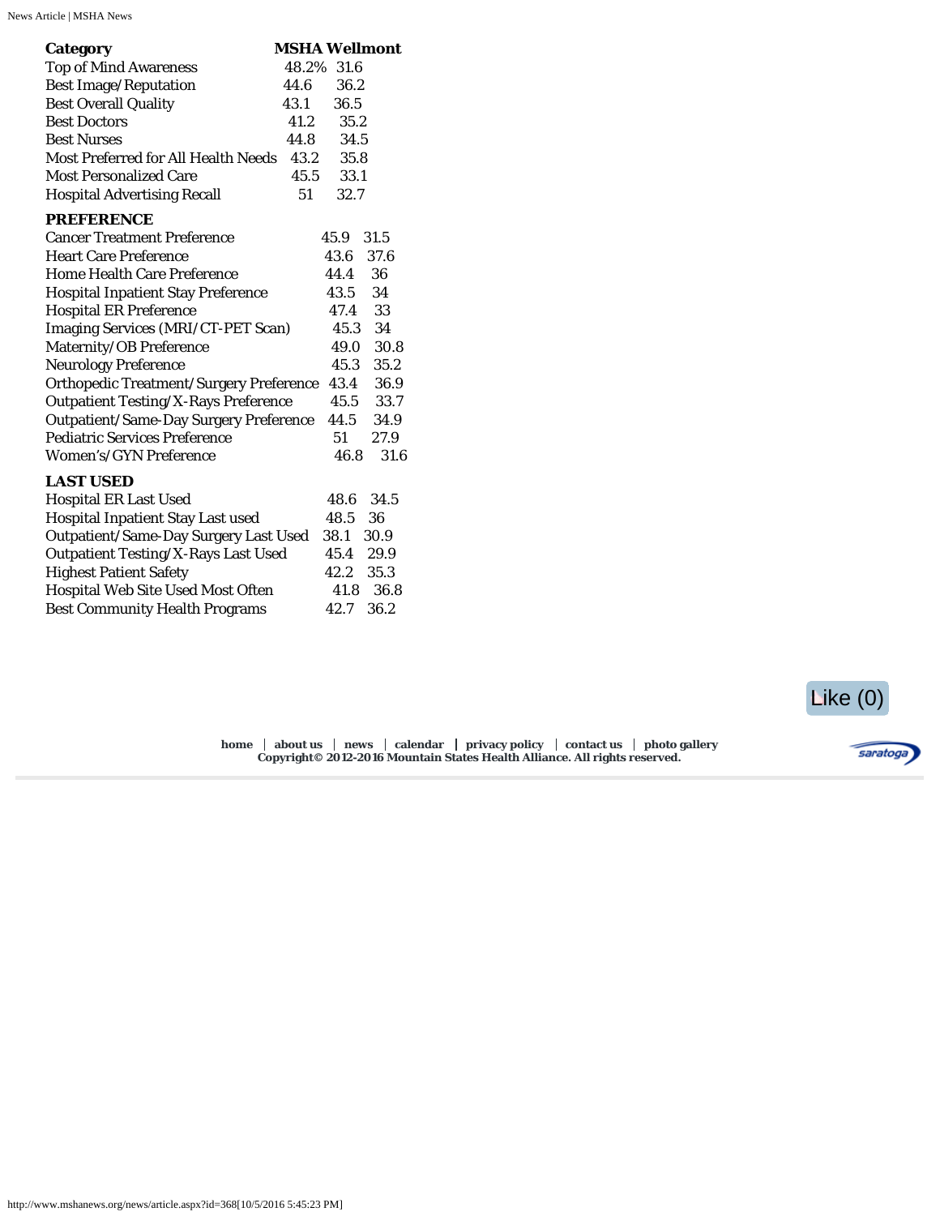| Category | MSHA | Wellmont |
| --- | --- | --- |
| Top of Mind Awareness | 48.2% | 31.6 |
| Best Image/Reputation | 44.6 | 36.2 |
| Best Overall Quality | 43.1 | 36.5 |
| Best Doctors | 41.2 | 35.2 |
| Best Nurses | 44.8 | 34.5 |
| Most Preferred for All Health Needs | 43.2 | 35.8 |
| Most Personalized Care | 45.5 | 33.1 |
| Hospital Advertising Recall | 51 | 32.7 |
| **PREFERENCE** | | |
| Cancer Treatment Preference | 45.9 | 31.5 |
| Heart Care Preference | 43.6 | 37.6 |
| Home Health Care Preference | 44.4 | 36 |
| Hospital Inpatient Stay Preference | 43.5 | 34 |
| Hospital ER Preference | 47.4 | 33 |
| Imaging Services (MRI/CT-PET Scan) | 45.3 | 34 |
| Maternity/OB Preference | 49.0 | 30.8 |
| Neurology Preference | 45.3 | 35.2 |
| Orthopedic Treatment/Surgery Preference | 43.4 | 36.9 |
| Outpatient Testing/X-Rays Preference | 45.5 | 33.7 |
| Outpatient/Same-Day Surgery Preference | 44.5 | 34.9 |
| Pediatric Services Preference | 51 | 27.9 |
| Women's/GYN Preference | 46.8 | 31.6 |
| **LAST USED** | | |
| Hospital ER Last Used | 48.6 | 34.5 |
| Hospital Inpatient Stay Last used | 48.5 | 36 |
| Outpatient/Same-Day Surgery Last Used | 38.1 | 30.9 |
| Outpatient Testing/X-Rays Last Used | 45.4 | 29.9 |
| Highest Patient Safety | 42.2 | 35.3 |
| Hospital Web Site Used Most Often | 41.8 | 36.8 |
| Best Community Health Programs | 42.7 | 36.2 |

Like (0)

home | about us | news | calendar | privacy policy | contact us | photo gallery

**Copyright© 2012-2016 Mountain States Health Alliance. All rights reserved.**